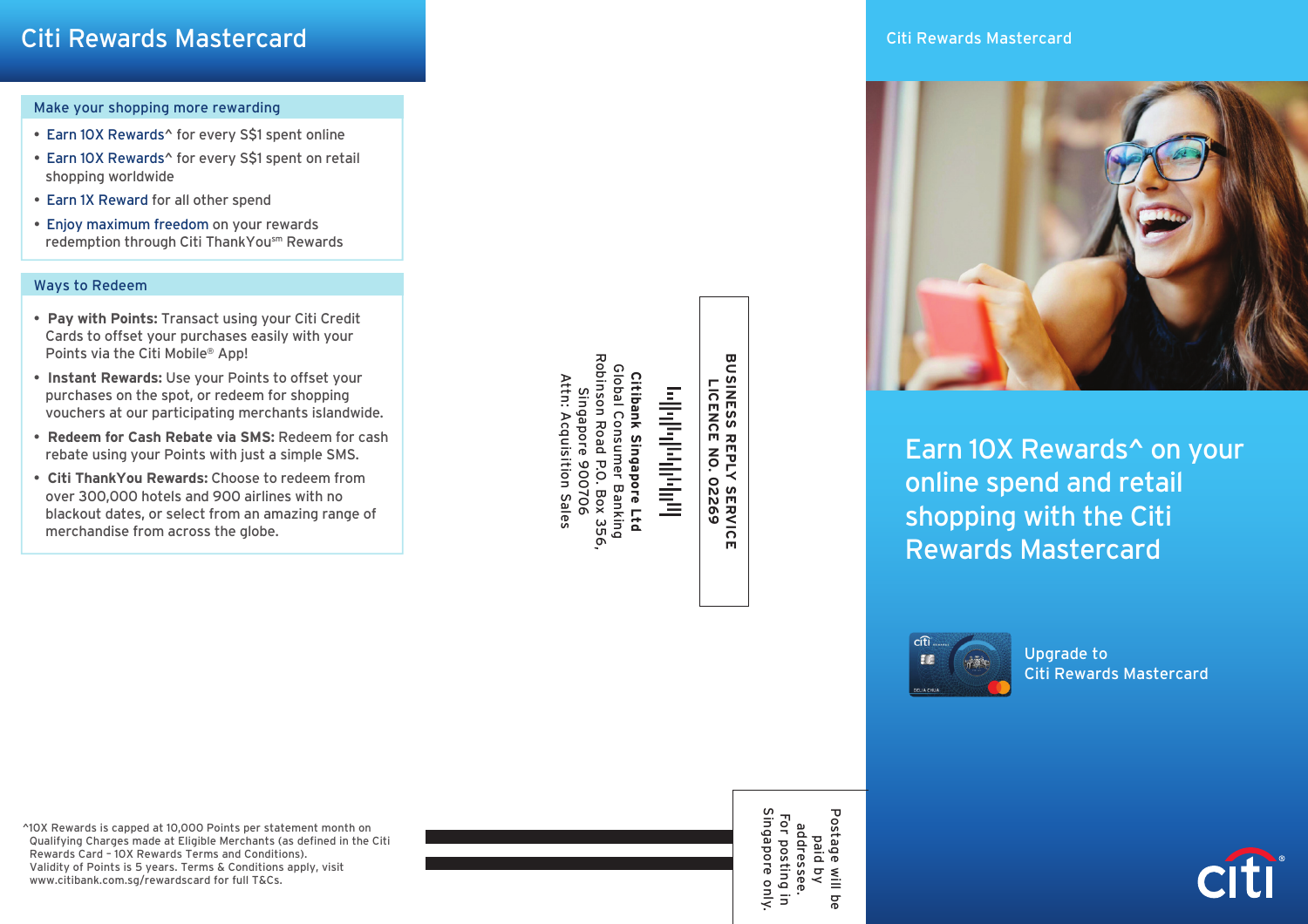# Citi Rewards Mastercard

## Make your shopping more rewarding

- Earn 10X Rewards^ for every S$1 spent online
- Earn 10X Rewards^ for every S$1 spent on retail shopping worldwide
- Earn 1X Reward for all other spend
- Enjoy maximum freedom on your rewards redemption through Citi ThankYou℠ Rewards

## Ways to Redeem

- **Pay with Points:** Transact using your Citi Credit Cards to offset your purchases easily with your Points via the Citi Mobile® App!
- **Instant Rewards:** Use your Points to offset your purchases on the spot, or redeem for shopping vouchers at our participating merchants islandwide.
- **Redeem for Cash Rebate via SMS:** Redeem for cash rebate using your Points with just a simple SMS.
- **Citi ThankYou Rewards:** Choose to redeem from over 300,000 hotels and 900 airlines with no blackout dates, or select from an amazing range of merchandise from across the globe.

^10X Rewards is capped at 10,000 Points per statement month on Qualifying Charges made at Eligible Merchants (as defined in the Citi Rewards Card – 10X Rewards Terms and Conditions).
Validity of Points is 5 years. Terms & Conditions apply, visit www.citibank.com.sg/rewardscard for full T&Cs.

**BUSINESS REPLY SERVICE**
**LICENCE NO. 02269**

**Citibank Singapore Ltd**
Global Consumer Banking
Robinson Road P.O. Box 356,
Singapore 900706
Attn: Acquisition Sales

Postage will be paid by addressee.
For posting in Singapore only.

Citi Rewards Mastercard

## Earn 10X Rewards^ on your online spend and retail shopping with the Citi Rewards Mastercard

Upgrade to Citi Rewards Mastercard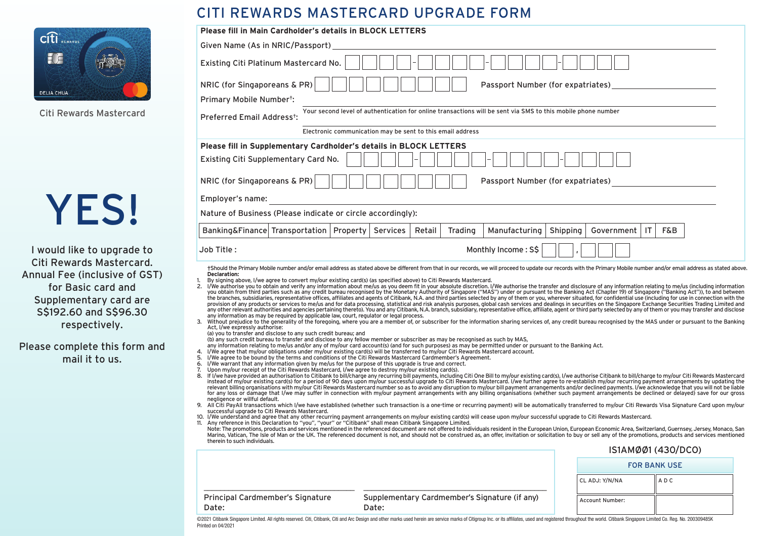Citi Rewards Mastercard

# YES!

I would like to upgrade to Citi Rewards Mastercard. Annual Fee (inclusive of GST) for Basic card and Supplementary card are S$192.60 and S$96.30 respectively.

Please complete this form and mail it to us.

# CITI REWARDS MASTERCARD UPGRADE FORM

**Please fill in Main Cardholder's details in BLOCK LETTERS**

Given Name (As in NRIC/Passport) ____________________

Existing Citi Platinum Mastercard No. ☐☐☐☐-☐☐☐☐-☐☐☐☐-☐☐☐☐

NRIC (for Singaporeans & PR) ☐☐☐☐☐☐☐☐☐ Passport Number (for expatriates) ____________________

Primary Mobile Number†: ____________________

Your second level of authentication for online transactions will be sent via SMS to this mobile phone number

Preferred Email Address†: ____________________

Electronic communication may be sent to this email address

**Please fill in Supplementary Cardholder's details in BLOCK LETTERS**

Existing Citi Supplementary Card No. ☐☐☐☐-☐☐☐☐-☐☐☐☐-☐☐☐☐

NRIC (for Singaporeans & PR) ☐☐☐☐☐☐☐☐☐ Passport Number (for expatriates) ____________________

Employer's name: ____________________

Nature of Business (Please indicate or circle accordingly):

| Banking&Finance | Transportation | Property | Services | Retail | Trading | Manufacturing | Shipping | Government | IT | F&B |
|---|---|---|---|---|---|---|---|---|---|---|

Job Title : ____________________ Monthly Income : S$ ☐☐,☐☐☐

†Should the Primary Mobile number and/or email address as stated above be different from that in our records, we will proceed to update our records with the Primary Mobile number and/or email address as stated above.

**Declaration:**

1. By signing above, I/we agree to convert my/our existing card(s) (as specified above) to Citi Rewards Mastercard.
2. I/We authorise you to obtain and verify any information about me/us as you deem fit in your absolute discretion. I/We authorise the transfer and disclosure of any information relating to me/us (including information you obtain from third parties such as any credit bureau recognised by the Monetary Authority of Singapore ("MAS") under or pursuant to the Banking Act (Chapter 19) of Singapore ("Banking Act"), to and between the branches, subsidiaries, representative offices, affiliates and agents of Citibank, N.A. and third parties selected by any of them or you, wherever situated, for confidential use (including for use in connection with the provision of any products or services to me/us and for data processing, statistical and risk analysis purposes, global cash services and dealings in securities on the Singapore Exchange Securities Trading Limited and any other relevant authorities and agencies pertaining thereto). You and any Citibank, N.A. branch, subsidiary, representative office, affiliate, agent or third party selected by any of them or you may transfer and disclose any information as may be required by applicable law, court, regulator or legal process.
3. Without prejudice to the generality of the foregoing, where you are a member of, or subscriber for the information sharing services of, any credit bureau recognised by the MAS under or pursuant to the Banking Act, I/we expressly authorise:
   (a) you to transfer and disclose to any such credit bureau; and
   (b) any such credit bureau to transfer and disclose to any fellow member or subscriber as may be recognised as such by MAS,
   any information relating to me/us and/or any of my/our card account(s) (and for such purposes) as may be permitted under or pursuant to the Banking Act.
4. I/We agree that my/our obligations under my/our existing card(s) will be transferred to my/our Citi Rewards Mastercard account.
5. I/We agree to be bound by the terms and conditions of the Citi Rewards Mastercard Cardmember's Agreement.
6. I/We warrant that any information given by me/us for the purpose of this upgrade is true and correct.
7. Upon my/our receipt of the Citi Rewards Mastercard, I/we agree to destroy my/our existing card(s).
8. If I/we have provided an authorisation to Citibank to bill/charge any recurring bill payments, including Citi One Bill to my/our existing card(s), I/we authorise Citibank to bill/charge to my/our Citi Rewards Mastercard instead of my/our existing card(s) for a period of 90 days upon my/our successful upgrade to Citi Rewards Mastercard. I/We further agree to re-establish my/our recurring payment arrangements by updating the relevant billing organisations with my/our Citi Rewards Mastercard number so as to avoid any disruption to my/our bill payment arrangements and/or declined payments. I/we acknowledge that you will not be liable for any loss or damage that I/we may suffer in connection with my/our payment arrangements with any billing organisations (whether such payment arrangements be declined or delayed) save for our gross negligence or willful default.
9. All Citi PayAll transactions which I/we have established (whether such transaction is a one-time or recurring payment) will be automatically transferred to my/our Citi Rewards Visa Signature Card upon my/our successful upgrade to Citi Rewards Mastercard.
10. I/We understand and agree that any other recurring payment arrangements on my/our existing card(s) will cease upon my/our successful upgrade to Citi Rewards Mastercard.
11. Any reference in this Declaration to "you", "your" or "Citibank" shall mean Citibank Singapore Limited.

Note: The promotions, products and services mentioned in the referenced document are not offered to individuals resident in the European Union, European Economic Area, Switzerland, Guernsey, Jersey, Monaco, San Marino, Vatican, The Isle of Man or the UK. The referenced document is not, and should not be construed as, an offer, invitation or solicitation to buy or sell any of the promotions, products and services mentioned therein to such individuals.

Principal Cardmember's Signature ____________________
Date:

Supplementary Cardmember's Signature (if any) ____________________
Date:

IS1AMØØ1 (430/DCO)

| FOR BANK USE | |
|---|---|
| CL ADJ: Y/N/NA | A D C |
| Account Number: | |

©2021 Citibank Singapore Limited. All rights reserved. Citi, Citibank, Citi and Arc Design and other marks used herein are service marks of Citigroup Inc. or its affiliates, used and registered throughout the world. Citibank Singapore Limited Co. Reg. No. 200309485K

Printed on 04/2021